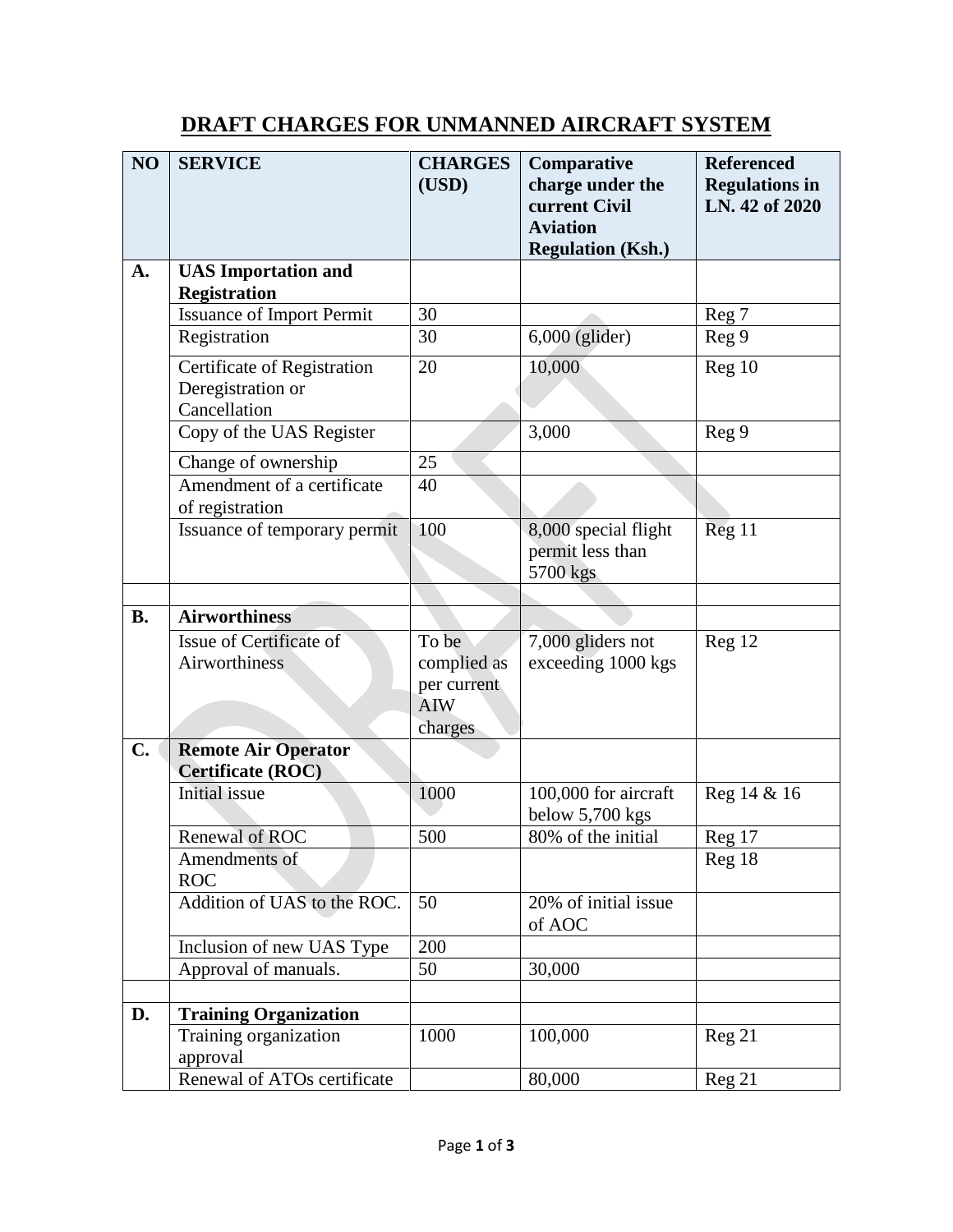# DRAFT CHARGES FOR UNMANNED AIRCRAFT SYSTEM

| NO | SERVICE | CHARGES (USD) | Comparative charge under the current Civil Aviation Regulation (Ksh.) | Referenced Regulations in LN. 42 of 2020 |
|---|---|---|---|---|
| **A.** | **UAS Importation and Registration** | | | |
| | Issuance of Import Permit | 30 | | Reg 7 |
| | Registration | 30 | 6,000 (glider) | Reg 9 |
| | Certificate of Registration Deregistration or Cancellation | 20 | 10,000 | Reg 10 |
| | Copy of the UAS Register | | 3,000 | Reg 9 |
| | Change of ownership | 25 | | |
| | Amendment of a certificate of registration | 40 | | |
| | Issuance of temporary permit | 100 | 8,000 special flight permit less than 5700 kgs | Reg 11 |
| | | | | |
| **B.** | **Airworthiness** | | | |
| | Issue of Certificate of Airworthiness | To be complied as per current AIW charges | 7,000 gliders not exceeding 1000 kgs | Reg 12 |
| **C.** | **Remote Air Operator Certificate (ROC)** | | | |
| | Initial issue | 1000 | 100,000 for aircraft below 5,700 kgs | Reg 14 & 16 |
| | Renewal of ROC | 500 | 80% of the initial | Reg 17 |
| | Amendments of ROC | | | Reg 18 |
| | Addition of UAS to the ROC. | 50 | 20% of initial issue of AOC | |
| | Inclusion of new UAS Type | 200 | | |
| | Approval of manuals. | 50 | 30,000 | |
| | | | | |
| **D.** | **Training Organization** | | | |
| | Training organization approval | 1000 | 100,000 | Reg 21 |
| | Renewal of ATOs certificate | | 80,000 | Reg 21 |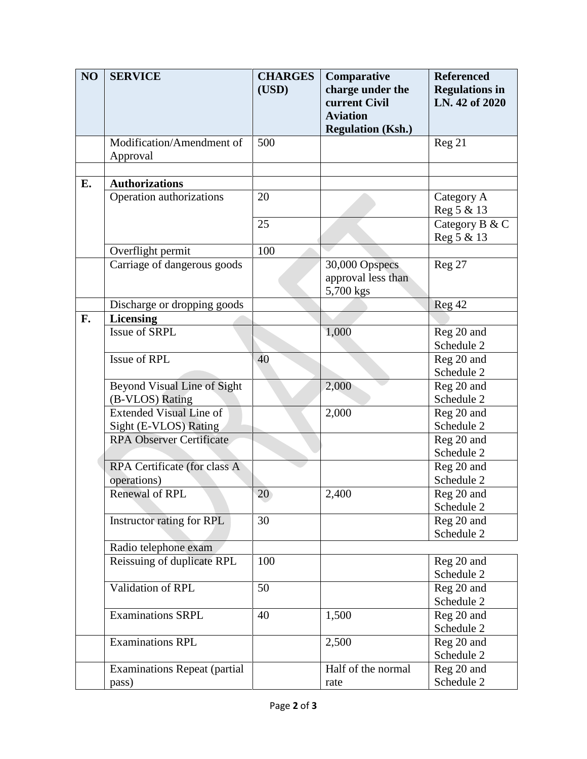| NO | SERVICE | CHARGES (USD) | Comparative charge under the current Civil Aviation Regulation (Ksh.) | Referenced Regulations in LN. 42 of 2020 |
|---|---|---|---|---|
| | Modification/Amendment of Approval | 500 | | Reg 21 |
| | | | | |
| **E.** | **Authorizations** | | | |
| | Operation authorizations | 20 | | Category A Reg 5 & 13 |
| | | 25 | | Category B & C Reg 5 & 13 |
| | Overflight permit | 100 | | |
| | Carriage of dangerous goods | | 30,000 Opspecs approval less than 5,700 kgs | Reg 27 |
| | Discharge or dropping goods | | | Reg 42 |
| **F.** | **Licensing** | | | |
| | Issue of SRPL | | 1,000 | Reg 20 and Schedule 2 |
| | Issue of RPL | 40 | | Reg 20 and Schedule 2 |
| | Beyond Visual Line of Sight (B-VLOS) Rating | | 2,000 | Reg 20 and Schedule 2 |
| | Extended Visual Line of Sight (E-VLOS) Rating | | 2,000 | Reg 20 and Schedule 2 |
| | RPA Observer Certificate | | | Reg 20 and Schedule 2 |
| | RPA Certificate (for class A operations) | | | Reg 20 and Schedule 2 |
| | Renewal of RPL | 20 | 2,400 | Reg 20 and Schedule 2 |
| | Instructor rating for RPL | 30 | | Reg 20 and Schedule 2 |
| | Radio telephone exam | | | |
| | Reissuing of duplicate RPL | 100 | | Reg 20 and Schedule 2 |
| | Validation of RPL | 50 | | Reg 20 and Schedule 2 |
| | Examinations SRPL | 40 | 1,500 | Reg 20 and Schedule 2 |
| | Examinations RPL | | 2,500 | Reg 20 and Schedule 2 |
| | Examinations Repeat (partial pass) | | Half of the normal rate | Reg 20 and Schedule 2 |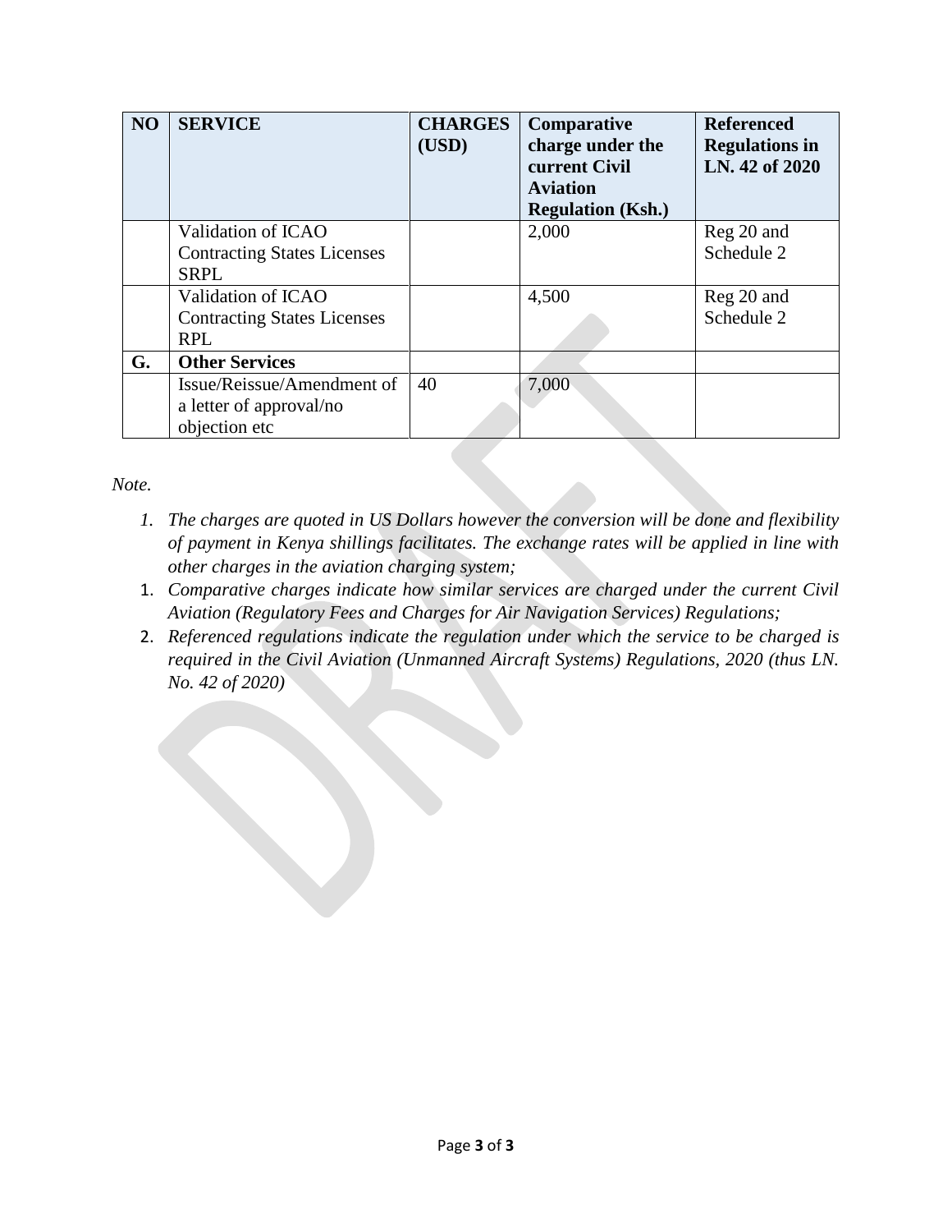| NO | SERVICE | CHARGES (USD) | Comparative charge under the current Civil Aviation Regulation (Ksh.) | Referenced Regulations in LN. 42 of 2020 |
|---|---|---|---|---|
| | Validation of ICAO Contracting States Licenses SRPL | | 2,000 | Reg 20 and Schedule 2 |
| | Validation of ICAO Contracting States Licenses RPL | | 4,500 | Reg 20 and Schedule 2 |
| **G.** | **Other Services** | | | |
| | Issue/Reissue/Amendment of a letter of approval/no objection etc | 40 | 7,000 | |

*Note.*

1. *The charges are quoted in US Dollars however the conversion will be done and flexibility of payment in Kenya shillings facilitates. The exchange rates will be applied in line with other charges in the aviation charging system;*
1. *Comparative charges indicate how similar services are charged under the current Civil Aviation (Regulatory Fees and Charges for Air Navigation Services) Regulations;*
2. *Referenced regulations indicate the regulation under which the service to be charged is required in the Civil Aviation (Unmanned Aircraft Systems) Regulations, 2020 (thus LN. No. 42 of 2020)*